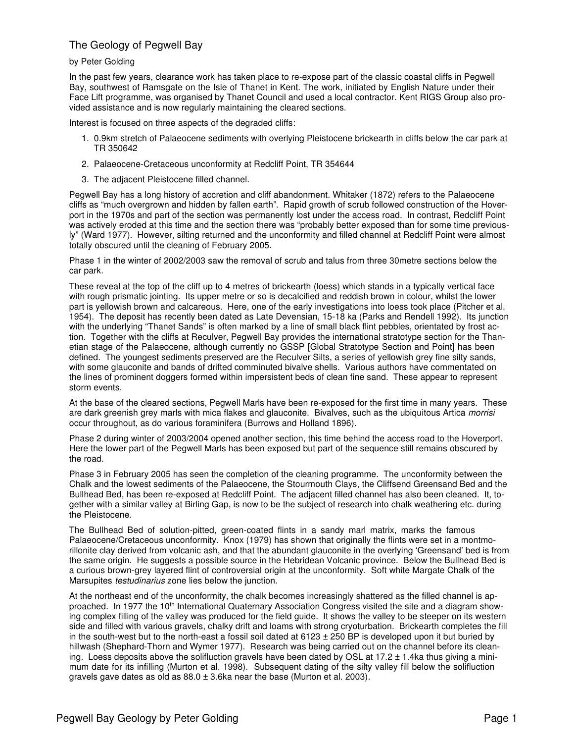# The Geology of Pegwell Bay

by Peter Golding

In the past few years, clearance work has taken place to re-expose part of the classic coastal cliffs in Pegwell Bay, southwest of Ramsgate on the Isle of Thanet in Kent. The work, initiated by English Nature under their Face Lift programme, was organised by Thanet Council and used a local contractor. Kent RIGS Group also provided assistance and is now regularly maintaining the cleared sections.

Interest is focused on three aspects of the degraded cliffs:

1. 0.9km stretch of Palaeocene sediments with overlying Pleistocene brickearth in cliffs below the car park at TR 350642
2. Palaeocene-Cretaceous unconformity at Redcliff Point, TR 354644
3. The adjacent Pleistocene filled channel.

Pegwell Bay has a long history of accretion and cliff abandonment. Whitaker (1872) refers to the Palaeocene cliffs as "much overgrown and hidden by fallen earth". Rapid growth of scrub followed construction of the Hoverport in the 1970s and part of the section was permanently lost under the access road. In contrast, Redcliff Point was actively eroded at this time and the section there was "probably better exposed than for some time previously" (Ward 1977). However, silting returned and the unconformity and filled channel at Redcliff Point were almost totally obscured until the cleaning of February 2005.

Phase 1 in the winter of 2002/2003 saw the removal of scrub and talus from three 30metre sections below the car park.

These reveal at the top of the cliff up to 4 metres of brickearth (loess) which stands in a typically vertical face with rough prismatic jointing. Its upper metre or so is decalcified and reddish brown in colour, whilst the lower part is yellowish brown and calcareous. Here, one of the early investigations into loess took place (Pitcher et al. 1954). The deposit has recently been dated as Late Devensian, 15-18 ka (Parks and Rendell 1992). Its junction with the underlying "Thanet Sands" is often marked by a line of small black flint pebbles, orientated by frost action. Together with the cliffs at Reculver, Pegwell Bay provides the international stratotype section for the Thanetian stage of the Palaeocene, although currently no GSSP [Global Stratotype Section and Point] has been defined. The youngest sediments preserved are the Reculver Silts, a series of yellowish grey fine silty sands, with some glauconite and bands of drifted comminuted bivalve shells. Various authors have commentated on the lines of prominent doggers formed within impersistent beds of clean fine sand. These appear to represent storm events.

At the base of the cleared sections, Pegwell Marls have been re-exposed for the first time in many years. These are dark greenish grey marls with mica flakes and glauconite. Bivalves, such as the ubiquitous Artica *morrisi* occur throughout, as do various foraminifera (Burrows and Holland 1896).

Phase 2 during winter of 2003/2004 opened another section, this time behind the access road to the Hoverport. Here the lower part of the Pegwell Marls has been exposed but part of the sequence still remains obscured by the road.

Phase 3 in February 2005 has seen the completion of the cleaning programme. The unconformity between the Chalk and the lowest sediments of the Palaeocene, the Stourmouth Clays, the Cliffsend Greensand Bed and the Bullhead Bed, has been re-exposed at Redcliff Point. The adjacent filled channel has also been cleaned. It, together with a similar valley at Birling Gap, is now to be the subject of research into chalk weathering etc. during the Pleistocene.

The Bullhead Bed of solution-pitted, green-coated flints in a sandy marl matrix, marks the famous Palaeocene/Cretaceous unconformity. Knox (1979) has shown that originally the flints were set in a montmorillonite clay derived from volcanic ash, and that the abundant glauconite in the overlying 'Greensand' bed is from the same origin. He suggests a possible source in the Hebridean Volcanic province. Below the Bullhead Bed is a curious brown-grey layered flint of controversial origin at the unconformity. Soft white Margate Chalk of the Marsupites *testudinarius* zone lies below the junction.

At the northeast end of the unconformity, the chalk becomes increasingly shattered as the filled channel is approached. In 1977 the 10th International Quaternary Association Congress visited the site and a diagram showing complex filling of the valley was produced for the field guide. It shows the valley to be steeper on its western side and filled with various gravels, chalky drift and loams with strong cryoturbation. Brickearth completes the fill in the south-west but to the north-east a fossil soil dated at 6123 ± 250 BP is developed upon it but buried by hillwash (Shephard-Thorn and Wymer 1977). Research was being carried out on the channel before its cleaning. Loess deposits above the solifluction gravels have been dated by OSL at 17.2 ± 1.4ka thus giving a minimum date for its infilling (Murton et al. 1998). Subsequent dating of the silty valley fill below the solifluction gravels gave dates as old as 88.0 ± 3.6ka near the base (Murton et al. 2003).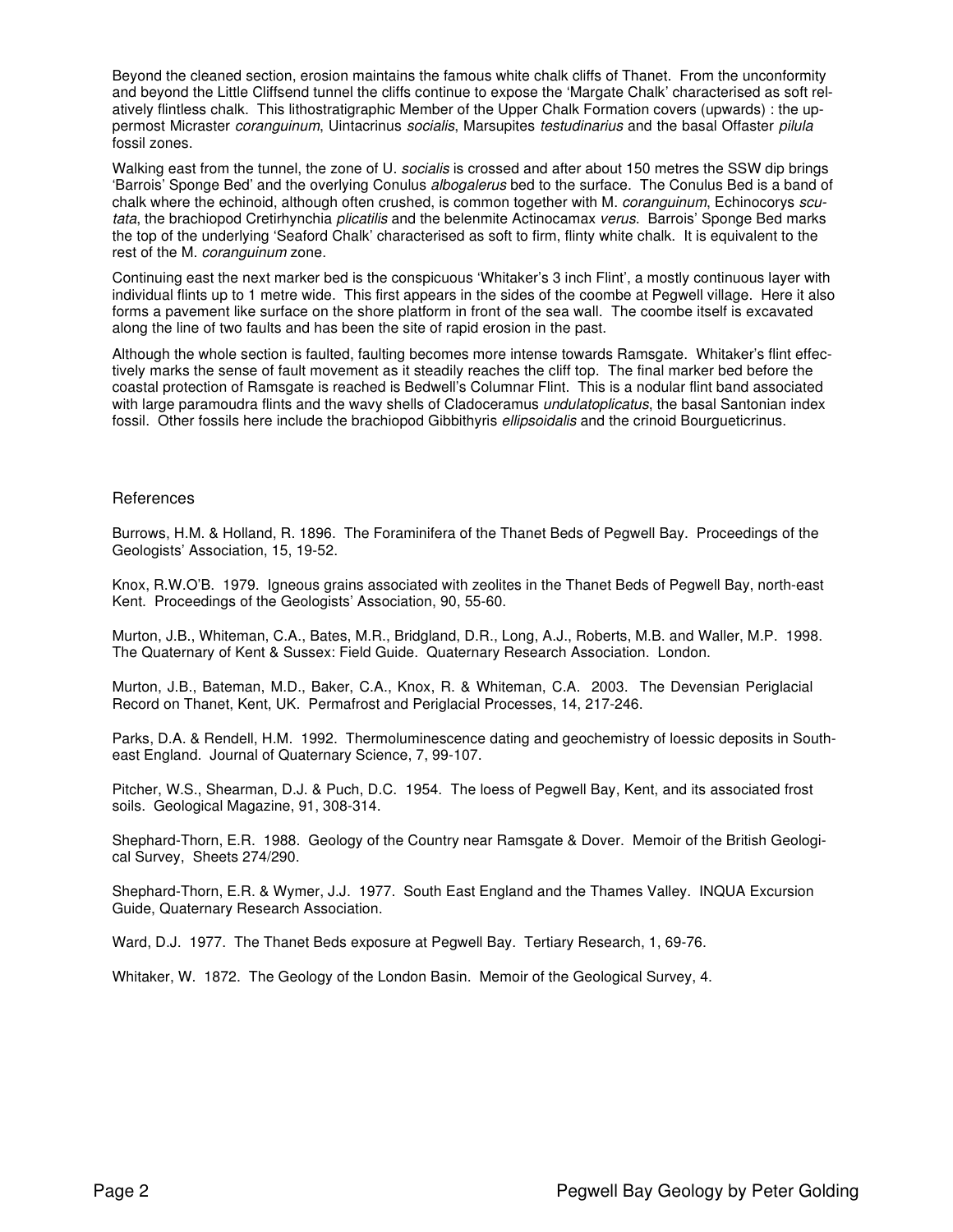Beyond the cleaned section, erosion maintains the famous white chalk cliffs of Thanet. From the unconformity and beyond the Little Cliffsend tunnel the cliffs continue to expose the 'Margate Chalk' characterised as soft relatively flintless chalk. This lithostratigraphic Member of the Upper Chalk Formation covers (upwards) : the uppermost Micraster *coranguinum*, Uintacrinus *socialis*, Marsupites *testudinarius* and the basal Offaster *pilula* fossil zones.

Walking east from the tunnel, the zone of U. *socialis* is crossed and after about 150 metres the SSW dip brings 'Barrois' Sponge Bed' and the overlying Conulus *albogalerus* bed to the surface. The Conulus Bed is a band of chalk where the echinoid, although often crushed, is common together with M. *coranguinum*, Echinocorys *scutata*, the brachiopod Cretirhynchia *plicatilis* and the belenmite Actinocamax *verus*. Barrois' Sponge Bed marks the top of the underlying 'Seaford Chalk' characterised as soft to firm, flinty white chalk. It is equivalent to the rest of the M. *coranguinum* zone.

Continuing east the next marker bed is the conspicuous 'Whitaker's 3 inch Flint', a mostly continuous layer with individual flints up to 1 metre wide. This first appears in the sides of the coombe at Pegwell village. Here it also forms a pavement like surface on the shore platform in front of the sea wall. The coombe itself is excavated along the line of two faults and has been the site of rapid erosion in the past.

Although the whole section is faulted, faulting becomes more intense towards Ramsgate. Whitaker's flint effectively marks the sense of fault movement as it steadily reaches the cliff top. The final marker bed before the coastal protection of Ramsgate is reached is Bedwell's Columnar Flint. This is a nodular flint band associated with large paramoudra flints and the wavy shells of Cladoceramus *undulatoplicatus*, the basal Santonian index fossil. Other fossils here include the brachiopod Gibbithyris *ellipsoidalis* and the crinoid Bourgueticrinus.

## References

Burrows, H.M. & Holland, R. 1896. The Foraminifera of the Thanet Beds of Pegwell Bay. Proceedings of the Geologists' Association, 15, 19-52.

Knox, R.W.O'B. 1979. Igneous grains associated with zeolites in the Thanet Beds of Pegwell Bay, north-east Kent. Proceedings of the Geologists' Association, 90, 55-60.

Murton, J.B., Whiteman, C.A., Bates, M.R., Bridgland, D.R., Long, A.J., Roberts, M.B. and Waller, M.P. 1998. The Quaternary of Kent & Sussex: Field Guide. Quaternary Research Association. London.

Murton, J.B., Bateman, M.D., Baker, C.A., Knox, R. & Whiteman, C.A. 2003. The Devensian Periglacial Record on Thanet, Kent, UK. Permafrost and Periglacial Processes, 14, 217-246.

Parks, D.A. & Rendell, H.M. 1992. Thermoluminescence dating and geochemistry of loessic deposits in South-east England. Journal of Quaternary Science, 7, 99-107.

Pitcher, W.S., Shearman, D.J. & Puch, D.C. 1954. The loess of Pegwell Bay, Kent, and its associated frost soils. Geological Magazine, 91, 308-314.

Shephard-Thorn, E.R. 1988. Geology of the Country near Ramsgate & Dover. Memoir of the British Geological Survey, Sheets 274/290.

Shephard-Thorn, E.R. & Wymer, J.J. 1977. South East England and the Thames Valley. INQUA Excursion Guide, Quaternary Research Association.

Ward, D.J. 1977. The Thanet Beds exposure at Pegwell Bay. Tertiary Research, 1, 69-76.

Whitaker, W. 1872. The Geology of the London Basin. Memoir of the Geological Survey, 4.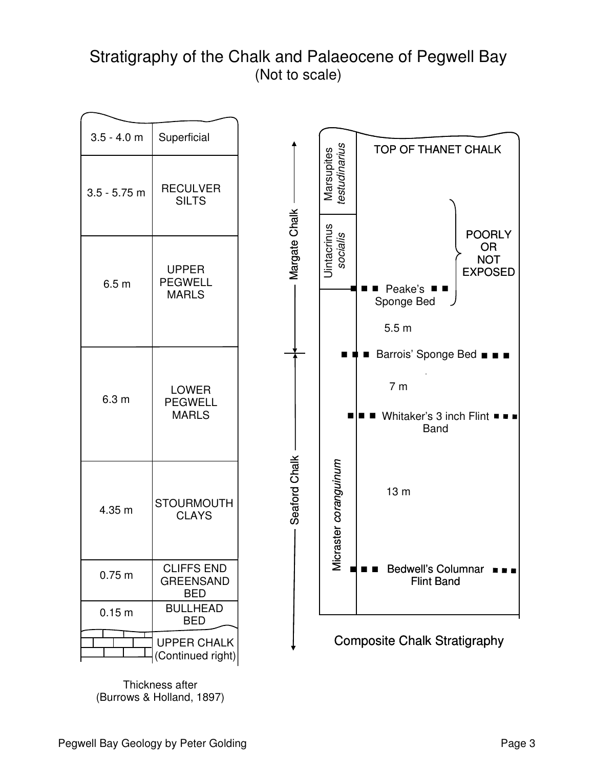# Stratigraphy of the Chalk and Palaeocene of Pegwell Bay
(Not to scale)

| Thickness | Unit |
| --- | --- |
| 3.5 - 4.0 m | Superficial |
| 3.5 - 5.75 m | RECULVER SILTS |
| 6.5 m | UPPER PEGWELL MARLS |
| 6.3 m | LOWER PEGWELL MARLS |
| 4.35 m | STOURMOUTH CLAYS |
| 0.75 m | CLIFFS END GREENSAND BED |
| 0.15 m | BULLHEAD BED |
| | UPPER CHALK (Continued right) |

Thickness after (Burrows & Holland, 1897)

Margate Chalk

Seaford Chalk

Marsupites *testudinarius*

Uintacrinus *socialis*

Micraster *coranguinum*

TOP OF THANET CHALK

POORLY OR NOT EXPOSED

Peake's Sponge Bed

5.5 m

Barrois' Sponge Bed

7 m

Whitaker's 3 inch Flint Band

13 m

Bedwell's Columnar Flint Band

Composite Chalk Stratigraphy